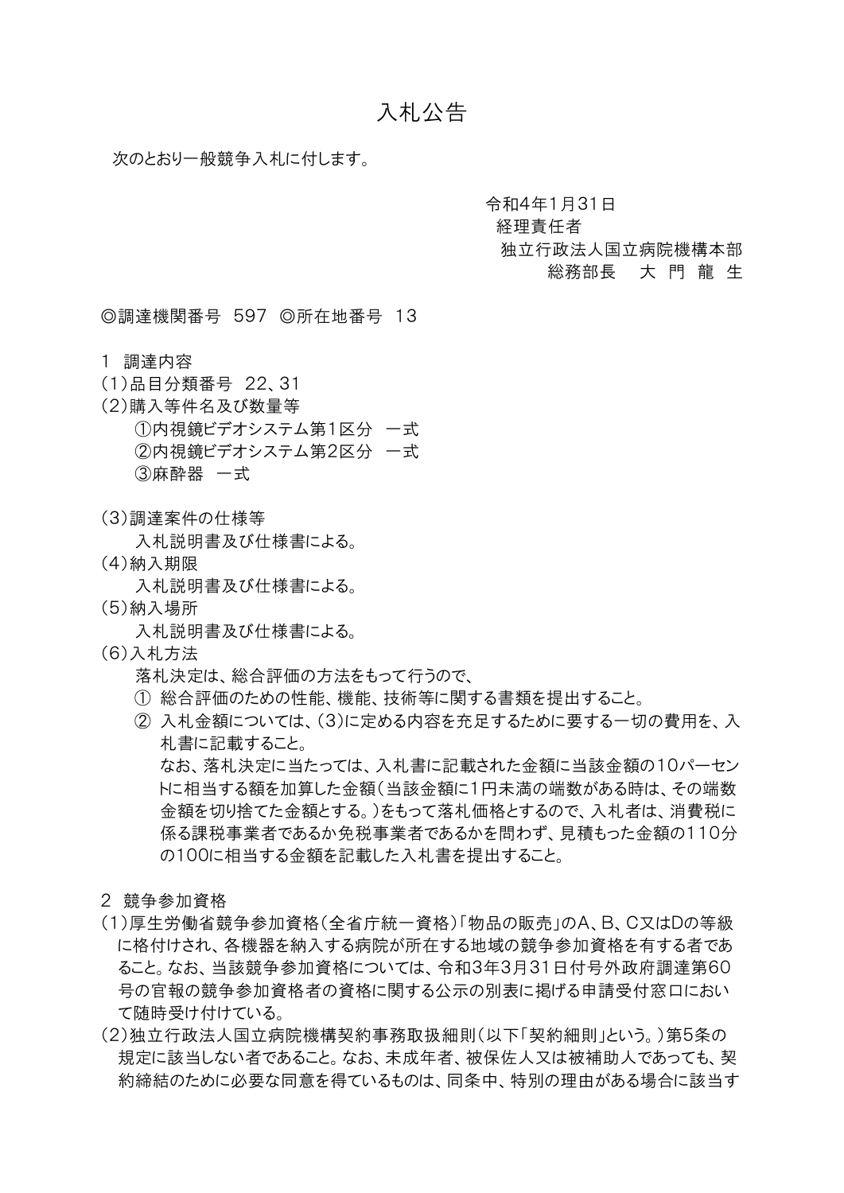# 入札公告

次のとおり一般競争入札に付します。

令和4年1月31日
経理責任者
独立行政法人国立病院機構本部
総務部長　大 門 龍 生

◎調達機関番号 597 ◎所在地番号 13

1 調達内容

(1)品目分類番号 22、31

(2)購入等件名及び数量等

①内視鏡ビデオシステム第1区分 一式
②内視鏡ビデオシステム第2区分 一式
③麻酔器 一式

(3)調達案件の仕様等

入札説明書及び仕様書による。

(4)納入期限

入札説明書及び仕様書による。

(5)納入場所

入札説明書及び仕様書による。

(6)入札方法

落札決定は、総合評価の方法をもって行うので、

① 総合評価のための性能、機能、技術等に関する書類を提出すること。
② 入札金額については、(3)に定める内容を充足するために要する一切の費用を、入札書に記載すること。
なお、落札決定に当たっては、入札書に記載された金額に当該金額の10パーセントに相当する額を加算した金額(当該金額に1円未満の端数がある時は、その端数金額を切り捨てた金額とする。)をもって落札価格とするので、入札者は、消費税に係る課税事業者であるか免税事業者であるかを問わず、見積もった金額の110分の100に相当する金額を記載した入札書を提出すること。

2 競争参加資格

(1)厚生労働省競争参加資格(全省庁統一資格)「物品の販売」のA、B、C又はDの等級に格付けされ、各機器を納入する病院が所在する地域の競争参加資格を有する者であること。なお、当該競争参加資格については、令和3年3月31日付号外政府調達第60号の官報の競争参加資格者の資格に関する公示の別表に掲げる申請受付窓口において随時受け付けている。

(2)独立行政法人国立病院機構契約事務取扱細則(以下「契約細則」という。)第5条の規定に該当しない者であること。なお、未成年者、被保佐人又は被補助人であっても、契約締結のために必要な同意を得ているものは、同条中、特別の理由がある場合に該当す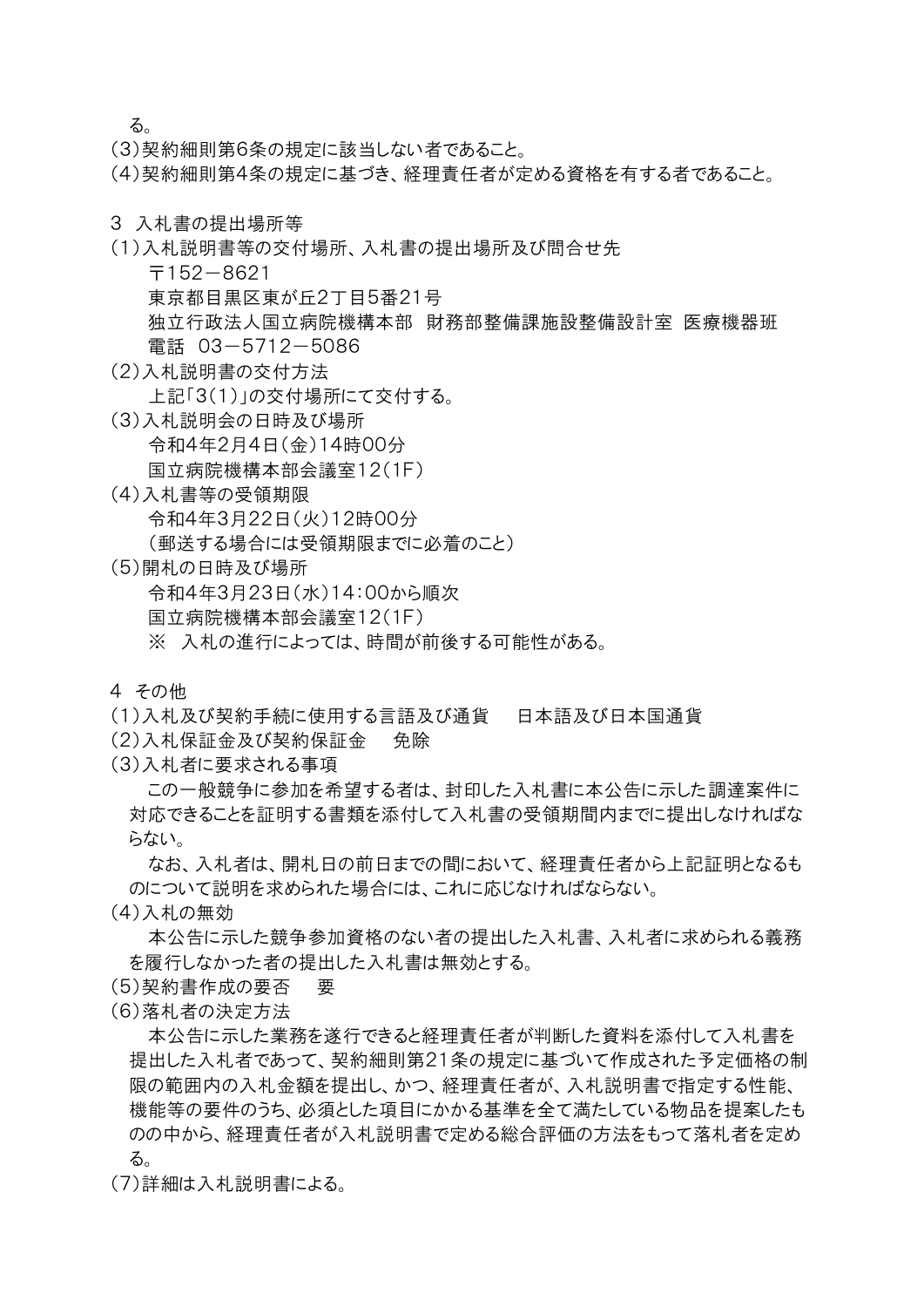る。

（3）契約細則第6条の規定に該当しない者であること。

（4）契約細則第4条の規定に基づき、経理責任者が定める資格を有する者であること。

3　入札書の提出場所等

（1）入札説明書等の交付場所、入札書の提出場所及び問合せ先

　　〒152－8621

　　東京都目黒区東が丘2丁目5番21号

　　独立行政法人国立病院機構本部　財務部整備課施設整備設計室　医療機器班

　　電話　03－5712－5086

（2）入札説明書の交付方法

　　上記「3（1）」の交付場所にて交付する。

（3）入札説明会の日時及び場所

　　令和4年2月4日（金）14時00分

　　国立病院機構本部会議室12（1F）

（4）入札書等の受領期限

　　令和4年3月22日（火）12時00分

　　（郵送する場合には受領期限までに必着のこと）

（5）開札の日時及び場所

　　令和4年3月23日（水）14：00から順次

　　国立病院機構本部会議室12（1F）

　　※　入札の進行によっては、時間が前後する可能性がある。

4　その他

（1）入札及び契約手続に使用する言語及び通貨　　日本語及び日本国通貨

（2）入札保証金及び契約保証金　　免除

（3）入札者に要求される事項

　この一般競争に参加を希望する者は、封印した入札書に本公告に示した調達案件に対応できることを証明する書類を添付して入札書の受領期間内までに提出しなければならない。

　なお、入札者は、開札日の前日までの間において、経理責任者から上記証明となるものについて説明を求められた場合には、これに応じなければならない。

（4）入札の無効

　本公告に示した競争参加資格のない者の提出した入札書、入札者に求められる義務を履行しなかった者の提出した入札書は無効とする。

（5）契約書作成の要否　　要

（6）落札者の決定方法

　本公告に示した業務を遂行できると経理責任者が判断した資料を添付して入札書を提出した入札者であって、契約細則第21条の規定に基づいて作成された予定価格の制限の範囲内の入札金額を提出し、かつ、経理責任者が、入札説明書で指定する性能、機能等の要件のうち、必須とした項目にかかる基準を全て満たしている物品を提案したものの中から、経理責任者が入札説明書で定める総合評価の方法をもって落札者を定める。

（7）詳細は入札説明書による。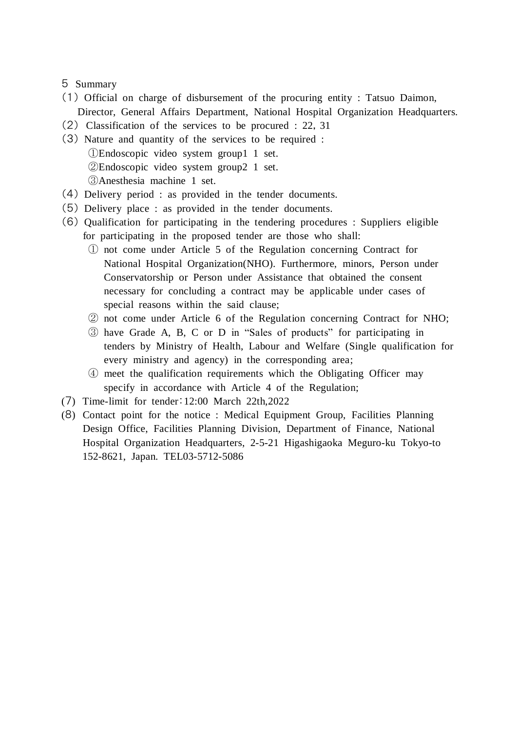5 Summary

(1) Official on charge of disbursement of the procuring entity : Tatsuo Daimon, Director, General Affairs Department, National Hospital Organization Headquarters.

(2) Classification of the services to be procured : 22, 31

(3) Nature and quantity of the services to be required :

①Endoscopic video system group1 1 set.

②Endoscopic video system group2 1 set.

③Anesthesia machine 1 set.

(4) Delivery period : as provided in the tender documents.

(5) Delivery place : as provided in the tender documents.

(6) Qualification for participating in the tendering procedures : Suppliers eligible for participating in the proposed tender are those who shall:

① not come under Article 5 of the Regulation concerning Contract for National Hospital Organization(NHO). Furthermore, minors, Person under Conservatorship or Person under Assistance that obtained the consent necessary for concluding a contract may be applicable under cases of special reasons within the said clause;

② not come under Article 6 of the Regulation concerning Contract for NHO;

③ have Grade A, B, C or D in "Sales of products" for participating in tenders by Ministry of Health, Labour and Welfare (Single qualification for every ministry and agency) in the corresponding area;

④ meet the qualification requirements which the Obligating Officer may specify in accordance with Article 4 of the Regulation;

(7) Time-limit for tender：12:00 March 22th,2022

(8) Contact point for the notice : Medical Equipment Group, Facilities Planning Design Office, Facilities Planning Division, Department of Finance, National Hospital Organization Headquarters, 2-5-21 Higashigaoka Meguro-ku Tokyo-to 152-8621, Japan. TEL03-5712-5086